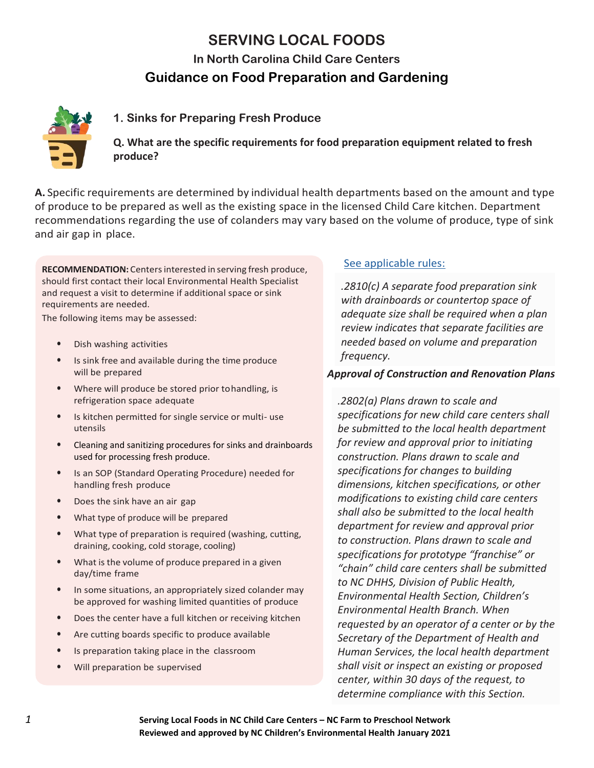# SERVING LOCAL FOODS

## In North Carolina Child Care Centers

## Guidance on Food Preparation and Gardening

### 1. Sinks for Preparing Fresh Produce

**Q. What are the specific requirements for food preparation equipment related to fresh produce?**

**A.** Specific requirements are determined by individual health departments based on the amount and type of produce to be prepared as well as the existing space in the licensed Child Care kitchen. Department recommendations regarding the use of colanders may vary based on the volume of produce, type of sink and air gap in place.

**RECOMMENDATION:** Centers interested in serving fresh produce, should first contact their local Environmental Health Specialist and request a visit to determine if additional space or sink requirements are needed.

The following items may be assessed:

- Dish washing activities
- Is sink free and available during the time produce will be prepared
- Where will produce be stored prior to handling, is refrigeration space adequate
- Is kitchen permitted for single service or multi- use utensils
- Cleaning and sanitizing procedures for sinks and drainboards used for processing fresh produce.
- Is an SOP (Standard Operating Procedure) needed for handling fresh produce
- Does the sink have an air gap
- What type of produce will be prepared
- What type of preparation is required (washing, cutting, draining, cooking, cold storage, cooling)
- What is the volume of produce prepared in a given day/time frame
- In some situations, an appropriately sized colander may be approved for washing limited quantities of produce
- Does the center have a full kitchen or receiving kitchen
- Are cutting boards specific to produce available
- Is preparation taking place in the classroom
- Will preparation be supervised

See applicable rules:

*.2810(c) A separate food preparation sink with drainboards or countertop space of adequate size shall be required when a plan review indicates that separate facilities are needed based on volume and preparation frequency.*

***Approval of Construction and Renovation Plans***

*.2802(a) Plans drawn to scale and specifications for new child care centers shall be submitted to the local health department for review and approval prior to initiating construction. Plans drawn to scale and specifications for changes to building dimensions, kitchen specifications, or other modifications to existing child care centers shall also be submitted to the local health department for review and approval prior to construction. Plans drawn to scale and specifications for prototype "franchise" or "chain" child care centers shall be submitted to NC DHHS, Division of Public Health, Environmental Health Section, Children's Environmental Health Branch. When requested by an operator of a center or by the Secretary of the Department of Health and Human Services, the local health department shall visit or inspect an existing or proposed center, within 30 days of the request, to determine compliance with this Section.*

**Serving Local Foods in NC Child Care Centers – NC Farm to Preschool Network**
**Reviewed and approved by NC Children's Environmental Health January 2021**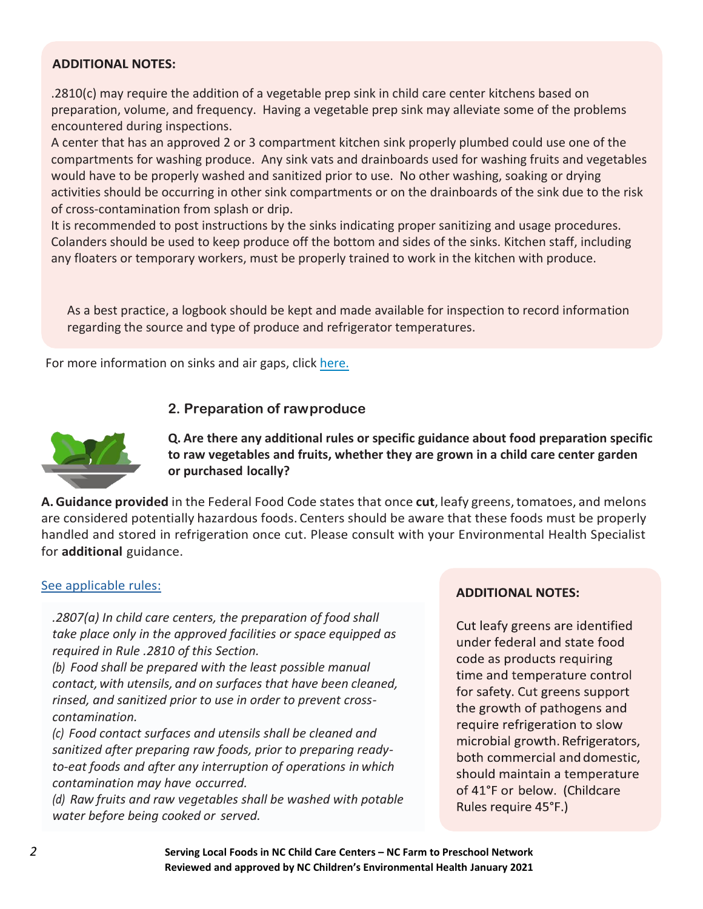**ADDITIONAL NOTES:**

.2810(c) may require the addition of a vegetable prep sink in child care center kitchens based on preparation, volume, and frequency. Having a vegetable prep sink may alleviate some of the problems encountered during inspections.

A center that has an approved 2 or 3 compartment kitchen sink properly plumbed could use one of the compartments for washing produce. Any sink vats and drainboards used for washing fruits and vegetables would have to be properly washed and sanitized prior to use. No other washing, soaking or drying activities should be occurring in other sink compartments or on the drainboards of the sink due to the risk of cross-contamination from splash or drip.

It is recommended to post instructions by the sinks indicating proper sanitizing and usage procedures. Colanders should be used to keep produce off the bottom and sides of the sinks. Kitchen staff, including any floaters or temporary workers, must be properly trained to work in the kitchen with produce.

As a best practice, a logbook should be kept and made available for inspection to record information regarding the source and type of produce and refrigerator temperatures.

For more information on sinks and air gaps, click here.

## 2. Preparation of raw produce

**Q. Are there any additional rules or specific guidance about food preparation specific to raw vegetables and fruits, whether they are grown in a child care center garden or purchased locally?**

**A. Guidance provided** in the Federal Food Code states that once **cut**, leafy greens, tomatoes, and melons are considered potentially hazardous foods. Centers should be aware that these foods must be properly handled and stored in refrigeration once cut. Please consult with your Environmental Health Specialist for **additional** guidance.

See applicable rules:

*.2807(a) In child care centers, the preparation of food shall take place only in the approved facilities or space equipped as required in Rule .2810 of this Section.*

*(b) Food shall be prepared with the least possible manual contact, with utensils, and on surfaces that have been cleaned, rinsed, and sanitized prior to use in order to prevent cross-contamination.*

*(c) Food contact surfaces and utensils shall be cleaned and sanitized after preparing raw foods, prior to preparing ready-to-eat foods and after any interruption of operations in which contamination may have occurred.*

*(d) Raw fruits and raw vegetables shall be washed with potable water before being cooked or served.*

**ADDITIONAL NOTES:**

Cut leafy greens are identified under federal and state food code as products requiring time and temperature control for safety. Cut greens support the growth of pathogens and require refrigeration to slow microbial growth. Refrigerators, both commercial and domestic, should maintain a temperature of 41°F or below. (Childcare Rules require 45°F.)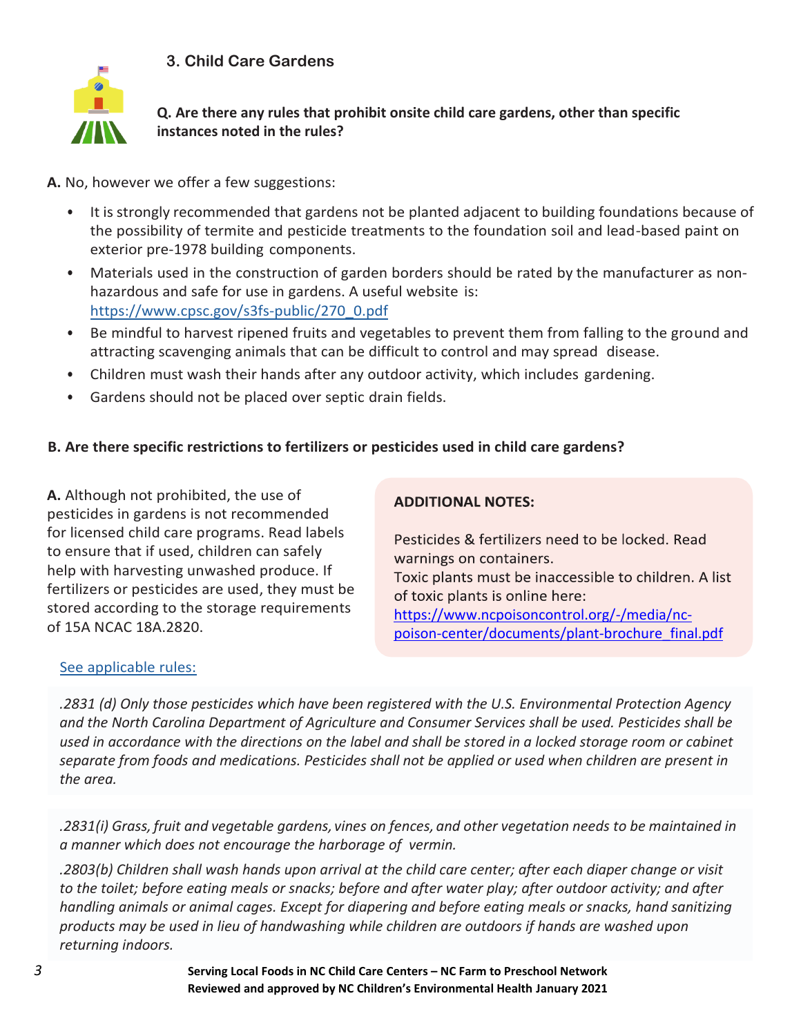### 3. Child Care Gardens

**Q. Are there any rules that prohibit onsite child care gardens, other than specific instances noted in the rules?**

**A.** No, however we offer a few suggestions:

- It is strongly recommended that gardens not be planted adjacent to building foundations because of the possibility of termite and pesticide treatments to the foundation soil and lead-based paint on exterior pre-1978 building components.
- Materials used in the construction of garden borders should be rated by the manufacturer as non-hazardous and safe for use in gardens. A useful website is: https://www.cpsc.gov/s3fs-public/270_0.pdf
- Be mindful to harvest ripened fruits and vegetables to prevent them from falling to the ground and attracting scavenging animals that can be difficult to control and may spread disease.
- Children must wash their hands after any outdoor activity, which includes gardening.
- Gardens should not be placed over septic drain fields.

**B. Are there specific restrictions to fertilizers or pesticides used in child care gardens?**

**A.** Although not prohibited, the use of pesticides in gardens is not recommended for licensed child care programs. Read labels to ensure that if used, children can safely help with harvesting unwashed produce. If fertilizers or pesticides are used, they must be stored according to the storage requirements of 15A NCAC 18A.2820.

**ADDITIONAL NOTES:**

Pesticides & fertilizers need to be locked. Read warnings on containers.
Toxic plants must be inaccessible to children. A list of toxic plants is online here: https://www.ncpoisoncontrol.org/-/media/nc-poison-center/documents/plant-brochure_final.pdf

See applicable rules:

*.2831 (d) Only those pesticides which have been registered with the U.S. Environmental Protection Agency and the North Carolina Department of Agriculture and Consumer Services shall be used. Pesticides shall be used in accordance with the directions on the label and shall be stored in a locked storage room or cabinet separate from foods and medications. Pesticides shall not be applied or used when children are present in the area.*

*.2831(i) Grass, fruit and vegetable gardens, vines on fences, and other vegetation needs to be maintained in a manner which does not encourage the harborage of vermin.*

*.2803(b) Children shall wash hands upon arrival at the child care center; after each diaper change or visit to the toilet; before eating meals or snacks; before and after water play; after outdoor activity; and after handling animals or animal cages. Except for diapering and before eating meals or snacks, hand sanitizing products may be used in lieu of handwashing while children are outdoors if hands are washed upon returning indoors.*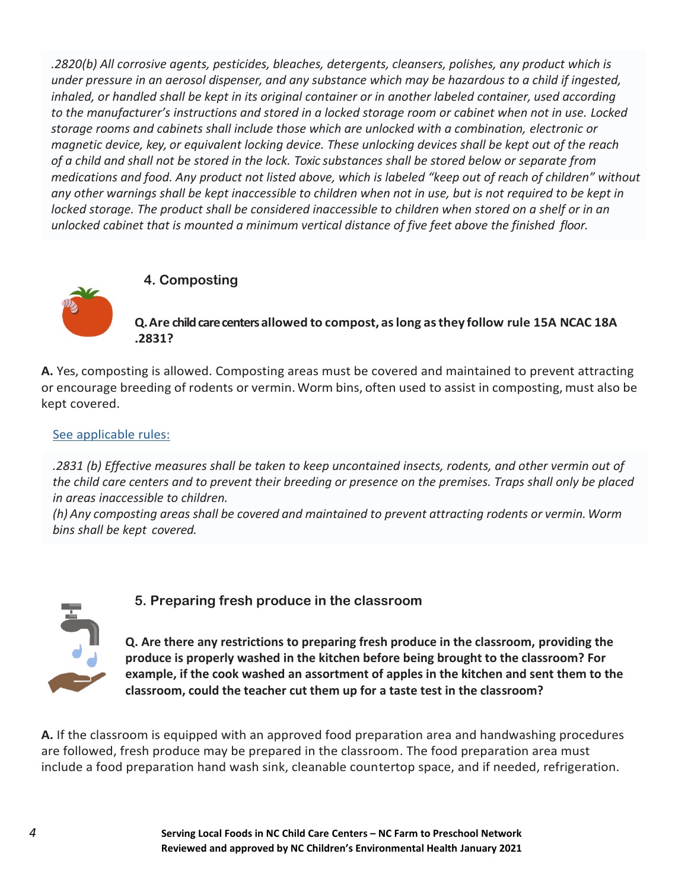*.2820(b) All corrosive agents, pesticides, bleaches, detergents, cleansers, polishes, any product which is under pressure in an aerosol dispenser, and any substance which may be hazardous to a child if ingested, inhaled, or handled shall be kept in its original container or in another labeled container, used according to the manufacturer's instructions and stored in a locked storage room or cabinet when not in use. Locked storage rooms and cabinets shall include those which are unlocked with a combination, electronic or magnetic device, key, or equivalent locking device. These unlocking devices shall be kept out of the reach of a child and shall not be stored in the lock. Toxic substances shall be stored below or separate from medications and food. Any product not listed above, which is labeled "keep out of reach of children" without any other warnings shall be kept inaccessible to children when not in use, but is not required to be kept in locked storage. The product shall be considered inaccessible to children when stored on a shelf or in an unlocked cabinet that is mounted a minimum vertical distance of five feet above the finished floor.*

## 4. Composting

**Q. Are child care centers allowed to compost, as long as they follow rule 15A NCAC 18A .2831?**

**A.** Yes, composting is allowed. Composting areas must be covered and maintained to prevent attracting or encourage breeding of rodents or vermin. Worm bins, often used to assist in composting, must also be kept covered.

See applicable rules:

*.2831 (b) Effective measures shall be taken to keep uncontained insects, rodents, and other vermin out of the child care centers and to prevent their breeding or presence on the premises. Traps shall only be placed in areas inaccessible to children.*
*(h) Any composting areas shall be covered and maintained to prevent attracting rodents or vermin. Worm bins shall be kept covered.*

## 5. Preparing fresh produce in the classroom

**Q. Are there any restrictions to preparing fresh produce in the classroom, providing the produce is properly washed in the kitchen before being brought to the classroom? For example, if the cook washed an assortment of apples in the kitchen and sent them to the classroom, could the teacher cut them up for a taste test in the classroom?**

**A.** If the classroom is equipped with an approved food preparation area and handwashing procedures are followed, fresh produce may be prepared in the classroom. The food preparation area must include a food preparation hand wash sink, cleanable countertop space, and if needed, refrigeration.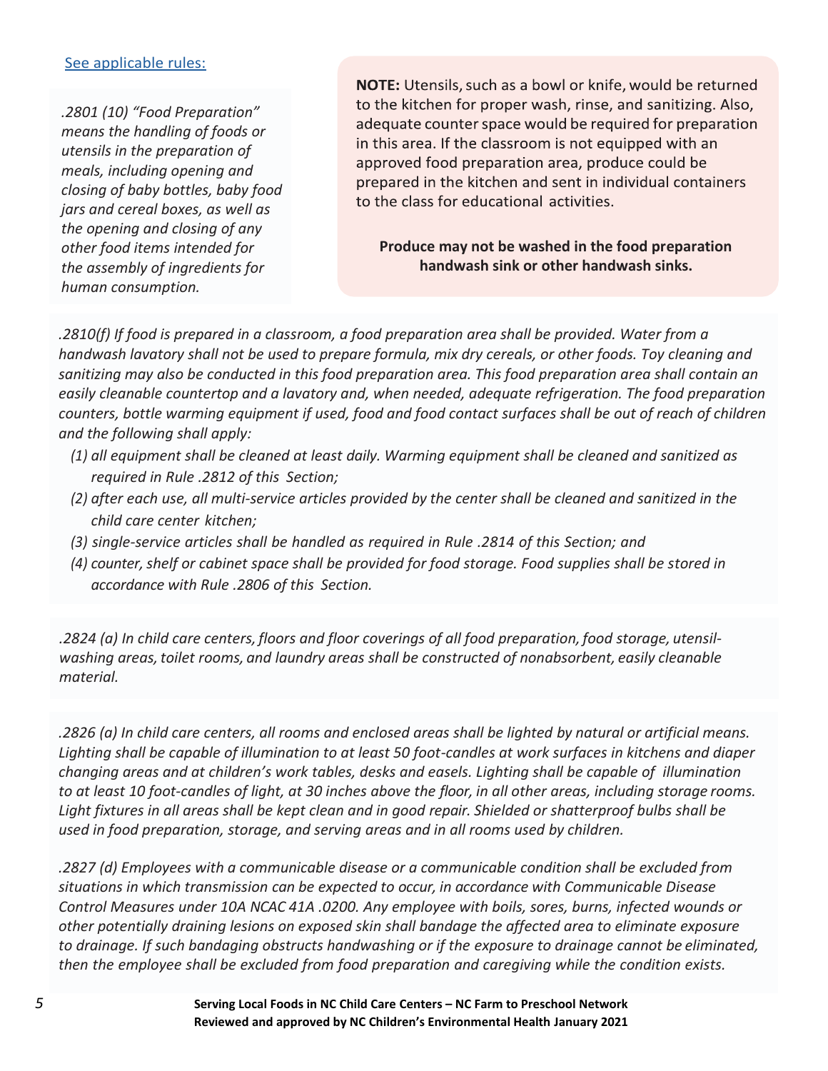See applicable rules:

*.2801 (10) "Food Preparation" means the handling of foods or utensils in the preparation of meals, including opening and closing of baby bottles, baby food jars and cereal boxes, as well as the opening and closing of any other food items intended for the assembly of ingredients for human consumption.*

**NOTE:** Utensils, such as a bowl or knife, would be returned to the kitchen for proper wash, rinse, and sanitizing. Also, adequate counter space would be required for preparation in this area. If the classroom is not equipped with an approved food preparation area, produce could be prepared in the kitchen and sent in individual containers to the class for educational activities.

**Produce may not be washed in the food preparation handwash sink or other handwash sinks.**

*.2810(f) If food is prepared in a classroom, a food preparation area shall be provided. Water from a handwash lavatory shall not be used to prepare formula, mix dry cereals, or other foods. Toy cleaning and sanitizing may also be conducted in this food preparation area. This food preparation area shall contain an easily cleanable countertop and a lavatory and, when needed, adequate refrigeration. The food preparation counters, bottle warming equipment if used, food and food contact surfaces shall be out of reach of children and the following shall apply:*

*(1) all equipment shall be cleaned at least daily. Warming equipment shall be cleaned and sanitized as required in Rule .2812 of this Section;*

*(2) after each use, all multi-service articles provided by the center shall be cleaned and sanitized in the child care center kitchen;*

*(3) single-service articles shall be handled as required in Rule .2814 of this Section; and*

*(4) counter, shelf or cabinet space shall be provided for food storage. Food supplies shall be stored in accordance with Rule .2806 of this Section.*

*.2824 (a) In child care centers, floors and floor coverings of all food preparation, food storage, utensil-washing areas, toilet rooms, and laundry areas shall be constructed of nonabsorbent, easily cleanable material.*

*.2826 (a) In child care centers, all rooms and enclosed areas shall be lighted by natural or artificial means. Lighting shall be capable of illumination to at least 50 foot-candles at work surfaces in kitchens and diaper changing areas and at children's work tables, desks and easels. Lighting shall be capable of illumination to at least 10 foot-candles of light, at 30 inches above the floor, in all other areas, including storage rooms. Light fixtures in all areas shall be kept clean and in good repair. Shielded or shatterproof bulbs shall be used in food preparation, storage, and serving areas and in all rooms used by children.*

*.2827 (d) Employees with a communicable disease or a communicable condition shall be excluded from situations in which transmission can be expected to occur, in accordance with Communicable Disease Control Measures under 10A NCAC 41A .0200. Any employee with boils, sores, burns, infected wounds or other potentially draining lesions on exposed skin shall bandage the affected area to eliminate exposure to drainage. If such bandaging obstructs handwashing or if the exposure to drainage cannot be eliminated, then the employee shall be excluded from food preparation and caregiving while the condition exists.*